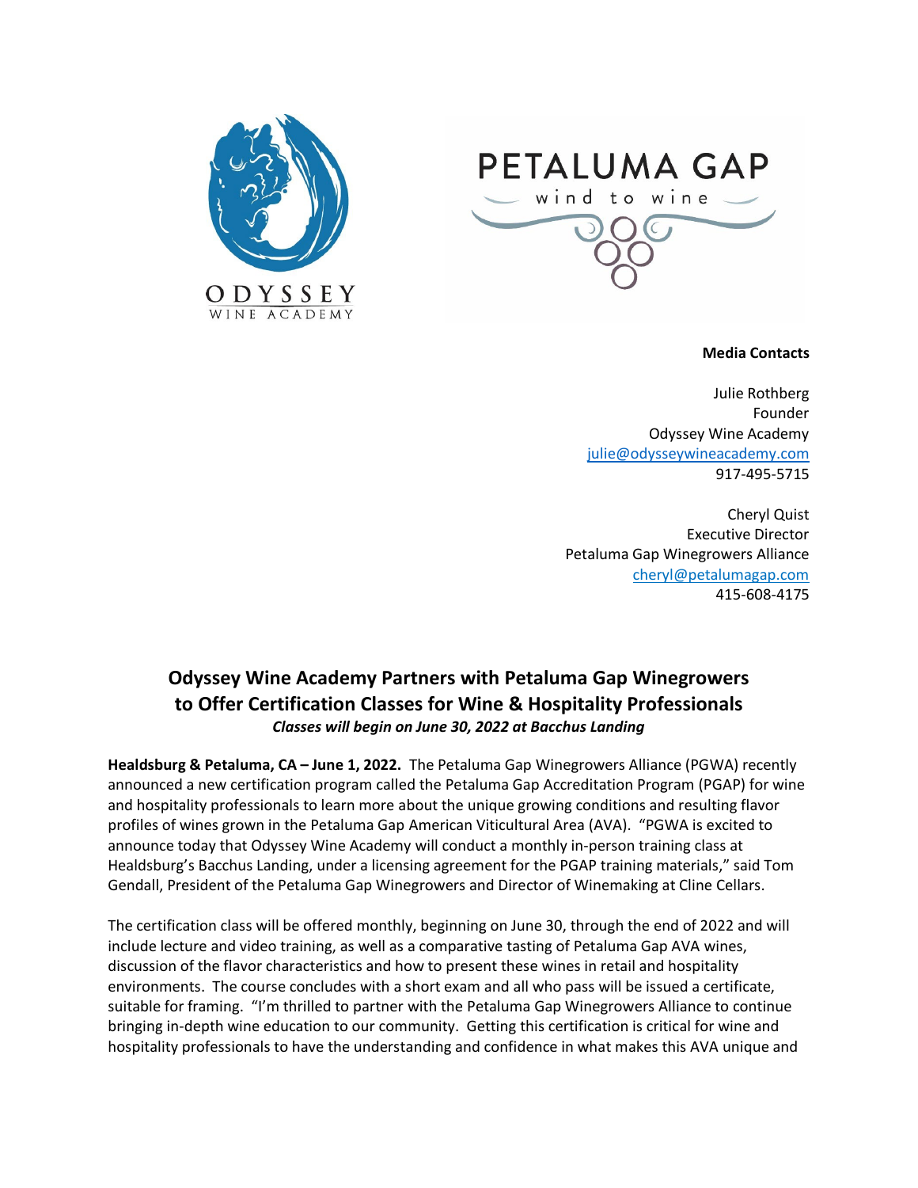ODYSSEY
WINE ACADEMY

PETALUMA GAP
wind to wine

**Media Contacts**

Julie Rothberg
Founder
Odyssey Wine Academy
julie@odysseywineacademy.com
917-495-5715

Cheryl Quist
Executive Director
Petaluma Gap Winegrowers Alliance
cheryl@petalumagap.com
415-608-4175

## Odyssey Wine Academy Partners with Petaluma Gap Winegrowers to Offer Certification Classes for Wine & Hospitality Professionals

***Classes will begin on June 30, 2022 at Bacchus Landing***

**Healdsburg & Petaluma, CA – June 1, 2022.** The Petaluma Gap Winegrowers Alliance (PGWA) recently announced a new certification program called the Petaluma Gap Accreditation Program (PGAP) for wine and hospitality professionals to learn more about the unique growing conditions and resulting flavor profiles of wines grown in the Petaluma Gap American Viticultural Area (AVA). "PGWA is excited to announce today that Odyssey Wine Academy will conduct a monthly in-person training class at Healdsburg's Bacchus Landing, under a licensing agreement for the PGAP training materials," said Tom Gendall, President of the Petaluma Gap Winegrowers and Director of Winemaking at Cline Cellars.

The certification class will be offered monthly, beginning on June 30, through the end of 2022 and will include lecture and video training, as well as a comparative tasting of Petaluma Gap AVA wines, discussion of the flavor characteristics and how to present these wines in retail and hospitality environments. The course concludes with a short exam and all who pass will be issued a certificate, suitable for framing. "I'm thrilled to partner with the Petaluma Gap Winegrowers Alliance to continue bringing in-depth wine education to our community. Getting this certification is critical for wine and hospitality professionals to have the understanding and confidence in what makes this AVA unique and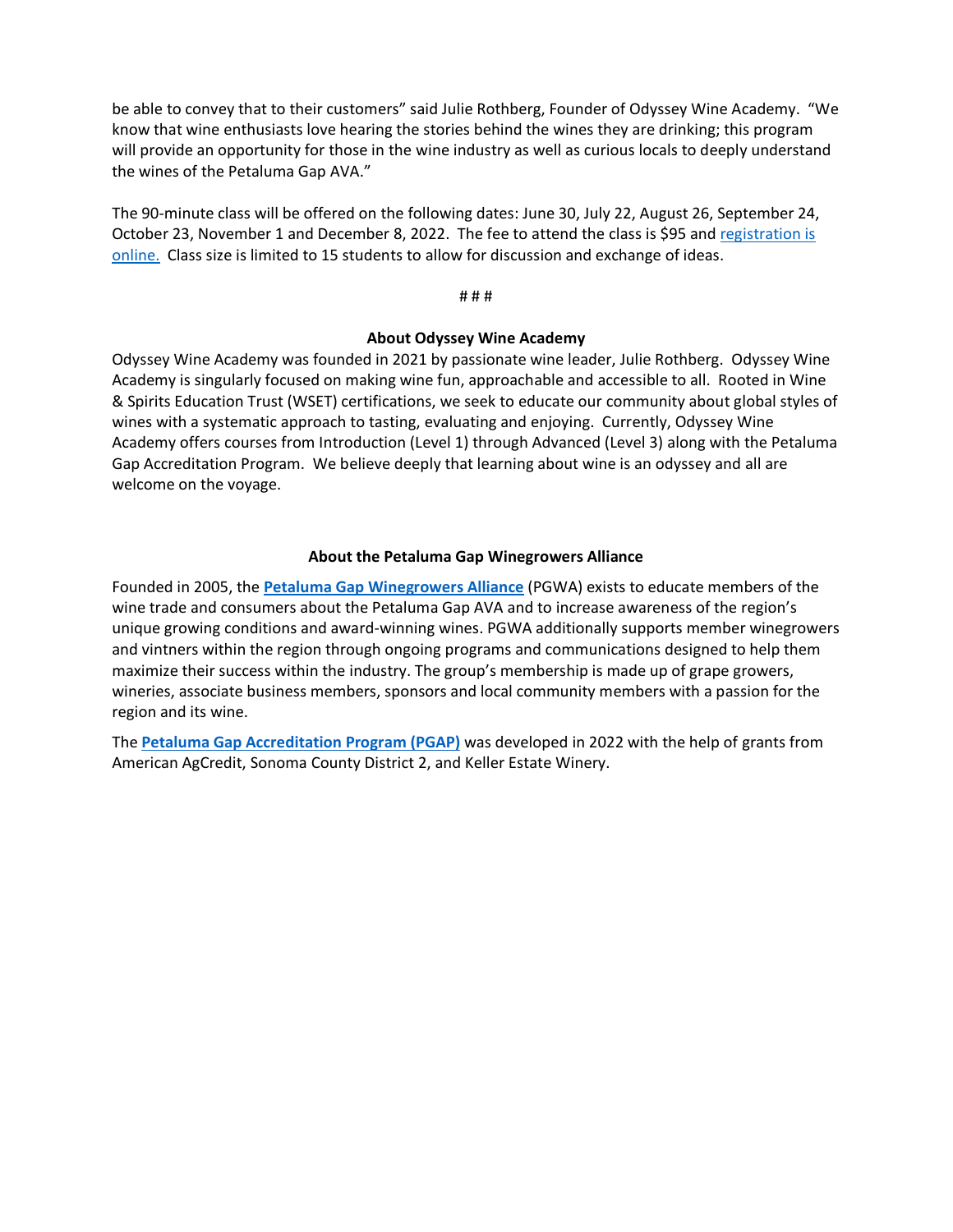be able to convey that to their customers" said Julie Rothberg, Founder of Odyssey Wine Academy. "We know that wine enthusiasts love hearing the stories behind the wines they are drinking; this program will provide an opportunity for those in the wine industry as well as curious locals to deeply understand the wines of the Petaluma Gap AVA."

The 90-minute class will be offered on the following dates: June 30, July 22, August 26, September 24, October 23, November 1 and December 8, 2022. The fee to attend the class is $95 and registration is online. Class size is limited to 15 students to allow for discussion and exchange of ideas.

# # #

**About Odyssey Wine Academy**

Odyssey Wine Academy was founded in 2021 by passionate wine leader, Julie Rothberg. Odyssey Wine Academy is singularly focused on making wine fun, approachable and accessible to all. Rooted in Wine & Spirits Education Trust (WSET) certifications, we seek to educate our community about global styles of wines with a systematic approach to tasting, evaluating and enjoying. Currently, Odyssey Wine Academy offers courses from Introduction (Level 1) through Advanced (Level 3) along with the Petaluma Gap Accreditation Program. We believe deeply that learning about wine is an odyssey and all are welcome on the voyage.

**About the Petaluma Gap Winegrowers Alliance**

Founded in 2005, the **Petaluma Gap Winegrowers Alliance** (PGWA) exists to educate members of the wine trade and consumers about the Petaluma Gap AVA and to increase awareness of the region's unique growing conditions and award-winning wines. PGWA additionally supports member winegrowers and vintners within the region through ongoing programs and communications designed to help them maximize their success within the industry. The group's membership is made up of grape growers, wineries, associate business members, sponsors and local community members with a passion for the region and its wine.

The **Petaluma Gap Accreditation Program (PGAP)** was developed in 2022 with the help of grants from American AgCredit, Sonoma County District 2, and Keller Estate Winery.